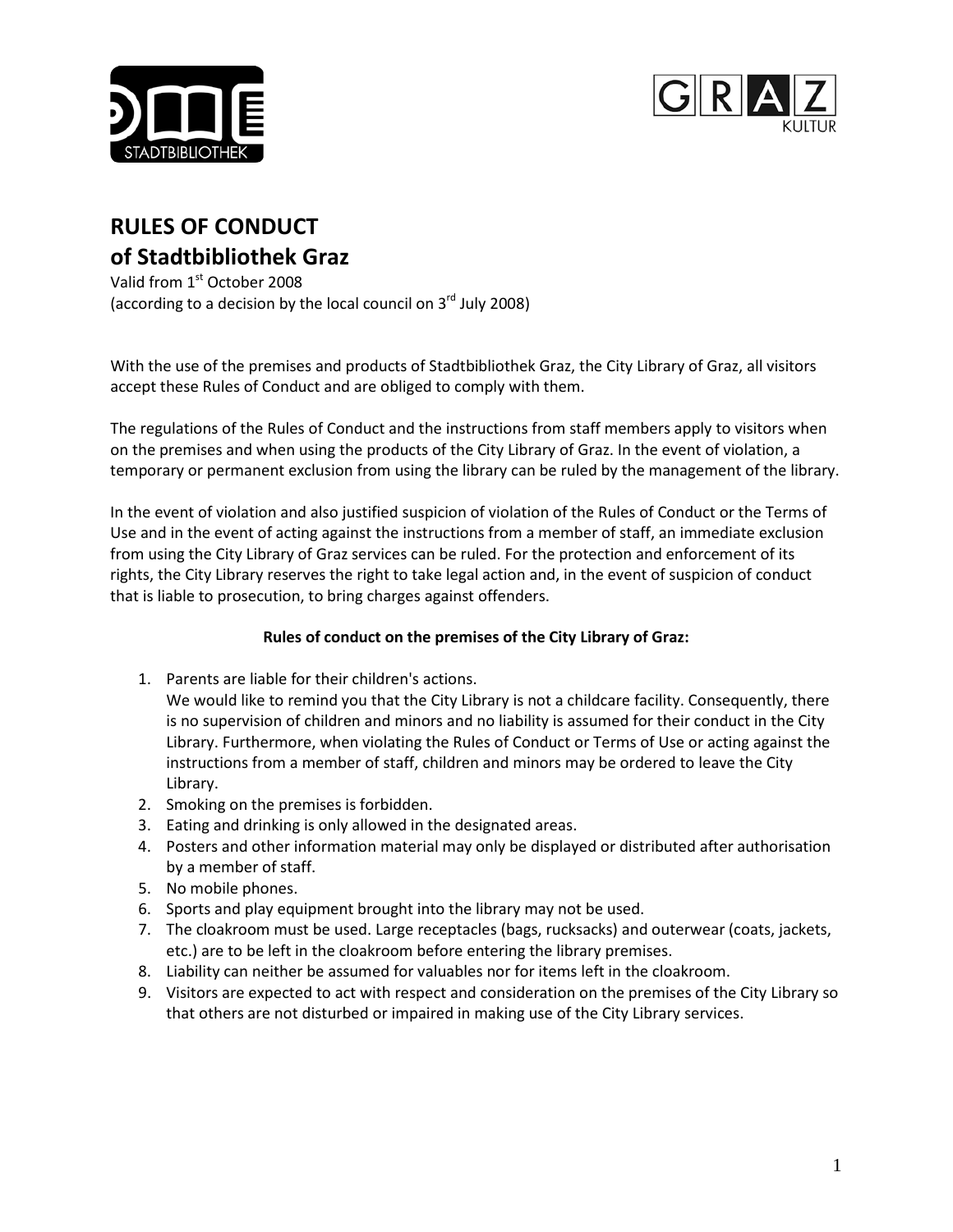# RULES OF CONDUCT
# of Stadtbibliothek Graz

Valid from 1st October 2008
(according to a decision by the local council on 3rd July 2008)

With the use of the premises and products of Stadtbibliothek Graz, the City Library of Graz, all visitors accept these Rules of Conduct and are obliged to comply with them.

The regulations of the Rules of Conduct and the instructions from staff members apply to visitors when on the premises and when using the products of the City Library of Graz. In the event of violation, a temporary or permanent exclusion from using the library can be ruled by the management of the library.

In the event of violation and also justified suspicion of violation of the Rules of Conduct or the Terms of Use and in the event of acting against the instructions from a member of staff, an immediate exclusion from using the City Library of Graz services can be ruled. For the protection and enforcement of its rights, the City Library reserves the right to take legal action and, in the event of suspicion of conduct that is liable to prosecution, to bring charges against offenders.

**Rules of conduct on the premises of the City Library of Graz:**

1. Parents are liable for their children's actions.
   We would like to remind you that the City Library is not a childcare facility. Consequently, there is no supervision of children and minors and no liability is assumed for their conduct in the City Library. Furthermore, when violating the Rules of Conduct or Terms of Use or acting against the instructions from a member of staff, children and minors may be ordered to leave the City Library.
2. Smoking on the premises is forbidden.
3. Eating and drinking is only allowed in the designated areas.
4. Posters and other information material may only be displayed or distributed after authorisation by a member of staff.
5. No mobile phones.
6. Sports and play equipment brought into the library may not be used.
7. The cloakroom must be used. Large receptacles (bags, rucksacks) and outerwear (coats, jackets, etc.) are to be left in the cloakroom before entering the library premises.
8. Liability can neither be assumed for valuables nor for items left in the cloakroom.
9. Visitors are expected to act with respect and consideration on the premises of the City Library so that others are not disturbed or impaired in making use of the City Library services.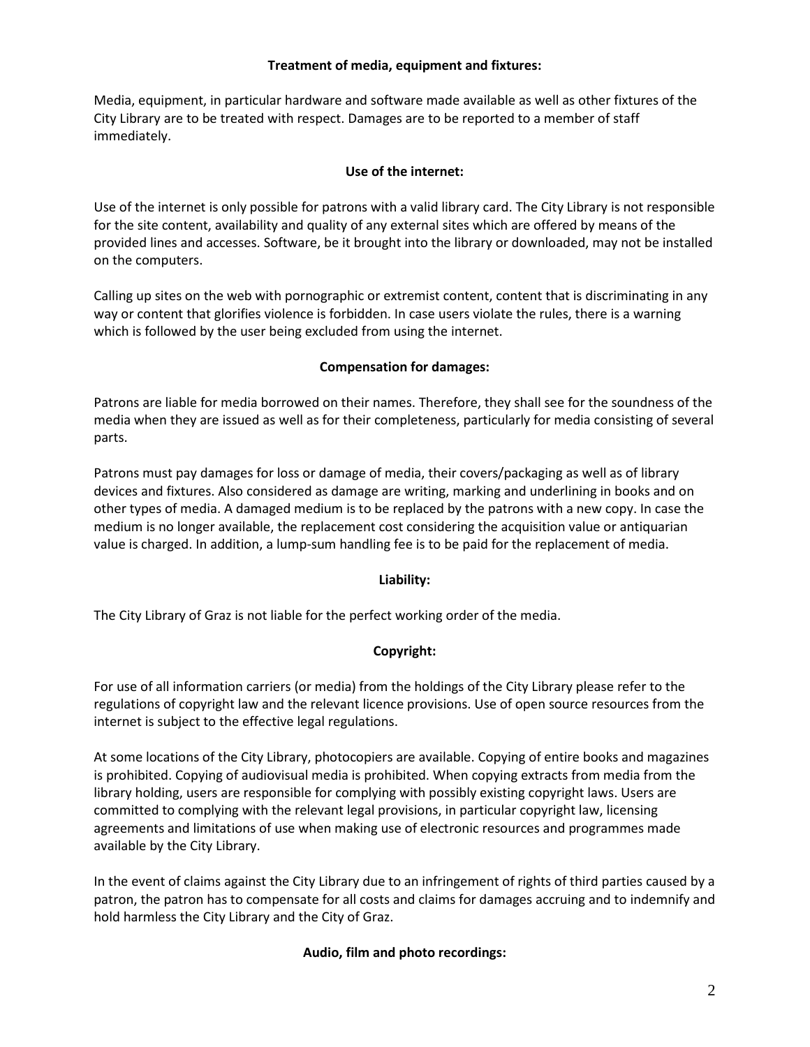**Treatment of media, equipment and fixtures:**

Media, equipment, in particular hardware and software made available as well as other fixtures of the City Library are to be treated with respect. Damages are to be reported to a member of staff immediately.

**Use of the internet:**

Use of the internet is only possible for patrons with a valid library card. The City Library is not responsible for the site content, availability and quality of any external sites which are offered by means of the provided lines and accesses. Software, be it brought into the library or downloaded, may not be installed on the computers.

Calling up sites on the web with pornographic or extremist content, content that is discriminating in any way or content that glorifies violence is forbidden. In case users violate the rules, there is a warning which is followed by the user being excluded from using the internet.

**Compensation for damages:**

Patrons are liable for media borrowed on their names. Therefore, they shall see for the soundness of the media when they are issued as well as for their completeness, particularly for media consisting of several parts.

Patrons must pay damages for loss or damage of media, their covers/packaging as well as of library devices and fixtures. Also considered as damage are writing, marking and underlining in books and on other types of media. A damaged medium is to be replaced by the patrons with a new copy. In case the medium is no longer available, the replacement cost considering the acquisition value or antiquarian value is charged. In addition, a lump-sum handling fee is to be paid for the replacement of media.

**Liability:**

The City Library of Graz is not liable for the perfect working order of the media.

**Copyright:**

For use of all information carriers (or media) from the holdings of the City Library please refer to the regulations of copyright law and the relevant licence provisions. Use of open source resources from the internet is subject to the effective legal regulations.

At some locations of the City Library, photocopiers are available. Copying of entire books and magazines is prohibited. Copying of audiovisual media is prohibited. When copying extracts from media from the library holding, users are responsible for complying with possibly existing copyright laws. Users are committed to complying with the relevant legal provisions, in particular copyright law, licensing agreements and limitations of use when making use of electronic resources and programmes made available by the City Library.

In the event of claims against the City Library due to an infringement of rights of third parties caused by a patron, the patron has to compensate for all costs and claims for damages accruing and to indemnify and hold harmless the City Library and the City of Graz.

**Audio, film and photo recordings:**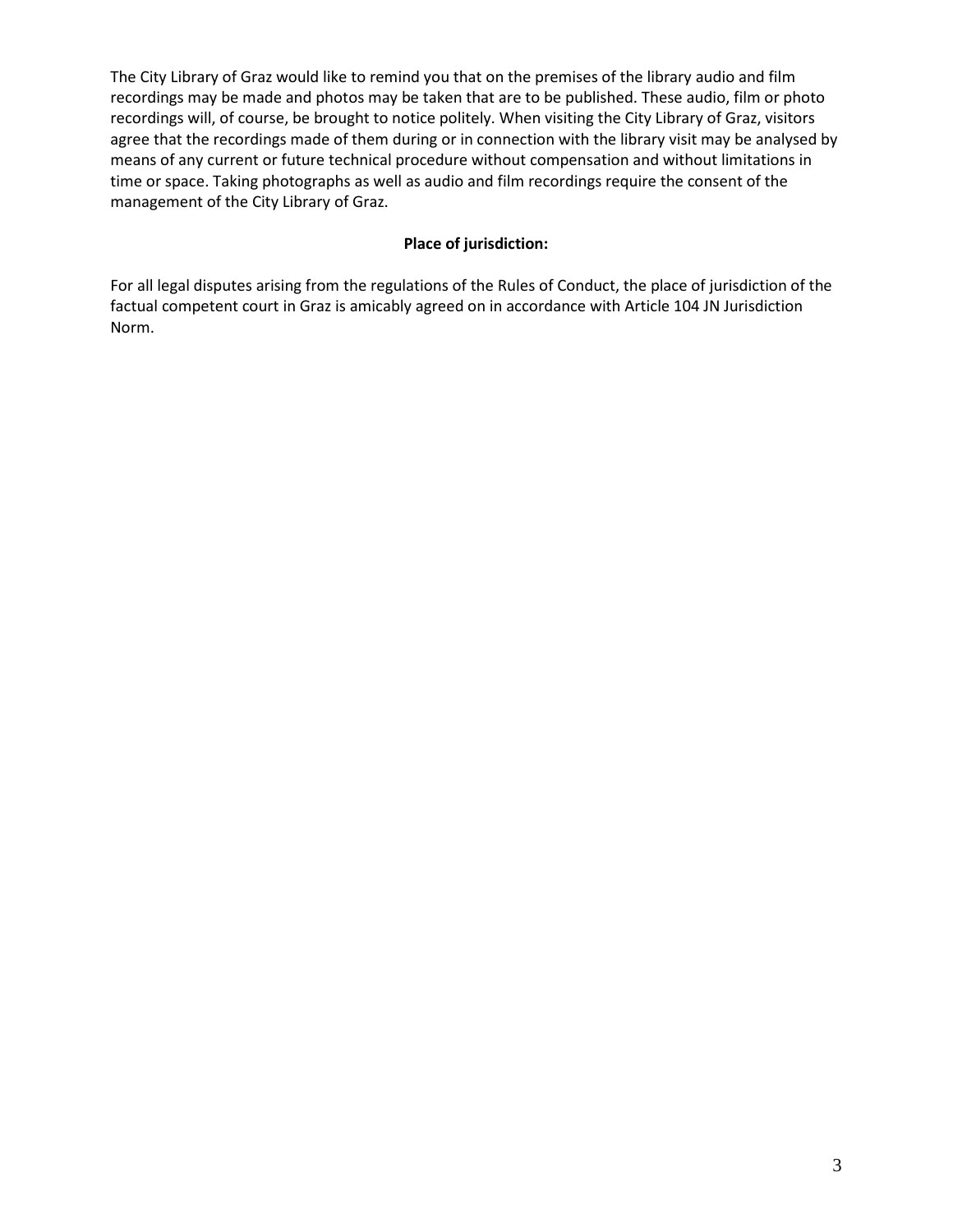The City Library of Graz would like to remind you that on the premises of the library audio and film recordings may be made and photos may be taken that are to be published. These audio, film or photo recordings will, of course, be brought to notice politely. When visiting the City Library of Graz, visitors agree that the recordings made of them during or in connection with the library visit may be analysed by means of any current or future technical procedure without compensation and without limitations in time or space. Taking photographs as well as audio and film recordings require the consent of the management of the City Library of Graz.

**Place of jurisdiction:**

For all legal disputes arising from the regulations of the Rules of Conduct, the place of jurisdiction of the factual competent court in Graz is amicably agreed on in accordance with Article 104 JN Jurisdiction Norm.